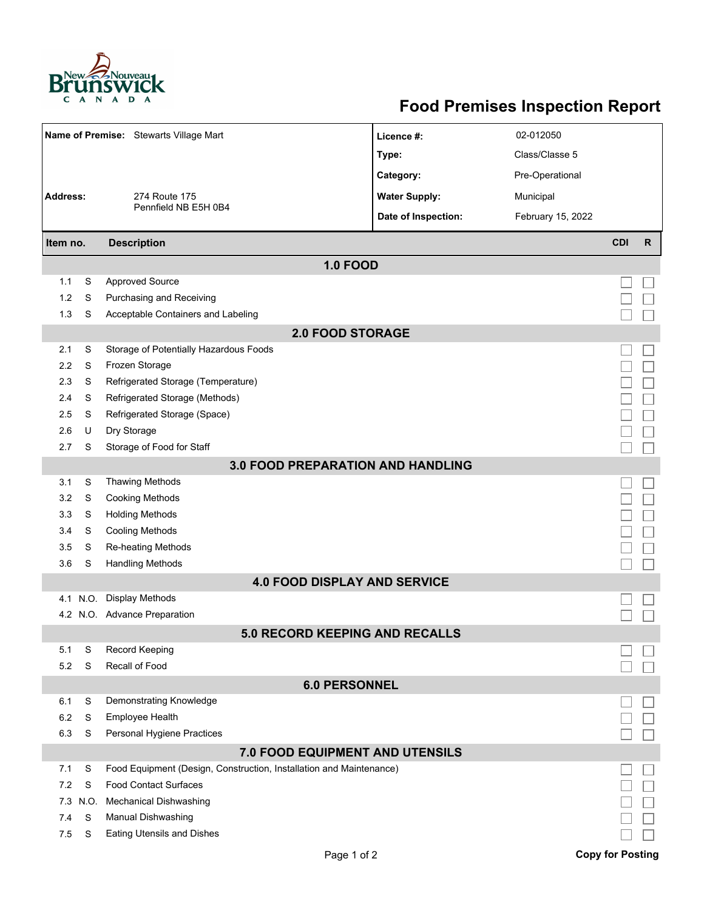# Food Premises Inspection Report

| | | | |
|---|---|---|---|
| **Name of Premise:** | Stewarts Village Mart | **Licence #:** | 02-012050 |
| | | **Type:** | Class/Classe 5 |
| | | **Category:** | Pre-Operational |
| **Address:** | 274 Route 175<br>Pennfield NB E5H 0B4 | **Water Supply:** | Municipal |
| | | **Date of Inspection:** | February 15, 2022 |

| Item no. | | Description | CDI | R |
|---|---|---|---|---|
| **1.0 FOOD** | | | | |
| 1.1 | S | Approved Source | ☐ | ☐ |
| 1.2 | S | Purchasing and Receiving | ☐ | ☐ |
| 1.3 | S | Acceptable Containers and Labeling | ☐ | ☐ |
| **2.0 FOOD STORAGE** | | | | |
| 2.1 | S | Storage of Potentially Hazardous Foods | ☐ | ☐ |
| 2.2 | S | Frozen Storage | ☐ | ☐ |
| 2.3 | S | Refrigerated Storage (Temperature) | ☐ | ☐ |
| 2.4 | S | Refrigerated Storage (Methods) | ☐ | ☐ |
| 2.5 | S | Refrigerated Storage (Space) | ☐ | ☐ |
| 2.6 | U | Dry Storage | ☐ | ☐ |
| 2.7 | S | Storage of Food for Staff | ☐ | ☐ |
| **3.0 FOOD PREPARATION AND HANDLING** | | | | |
| 3.1 | S | Thawing Methods | ☐ | ☐ |
| 3.2 | S | Cooking Methods | ☐ | ☐ |
| 3.3 | S | Holding Methods | ☐ | ☐ |
| 3.4 | S | Cooling Methods | ☐ | ☐ |
| 3.5 | S | Re-heating Methods | ☐ | ☐ |
| 3.6 | S | Handling Methods | ☐ | ☐ |
| **4.0 FOOD DISPLAY AND SERVICE** | | | | |
| 4.1 | N.O. | Display Methods | ☐ | ☐ |
| 4.2 | N.O. | Advance Preparation | ☐ | ☐ |
| **5.0 RECORD KEEPING AND RECALLS** | | | | |
| 5.1 | S | Record Keeping | ☐ | ☐ |
| 5.2 | S | Recall of Food | ☐ | ☐ |
| **6.0 PERSONNEL** | | | | |
| 6.1 | S | Demonstrating Knowledge | ☐ | ☐ |
| 6.2 | S | Employee Health | ☐ | ☐ |
| 6.3 | S | Personal Hygiene Practices | ☐ | ☐ |
| **7.0 FOOD EQUIPMENT AND UTENSILS** | | | | |
| 7.1 | S | Food Equipment (Design, Construction, Installation and Maintenance) | ☐ | ☐ |
| 7.2 | S | Food Contact Surfaces | ☐ | ☐ |
| 7.3 | N.O. | Mechanical Dishwashing | ☐ | ☐ |
| 7.4 | S | Manual Dishwashing | ☐ | ☐ |
| 7.5 | S | Eating Utensils and Dishes | ☐ | ☐ |

**Copy for Posting**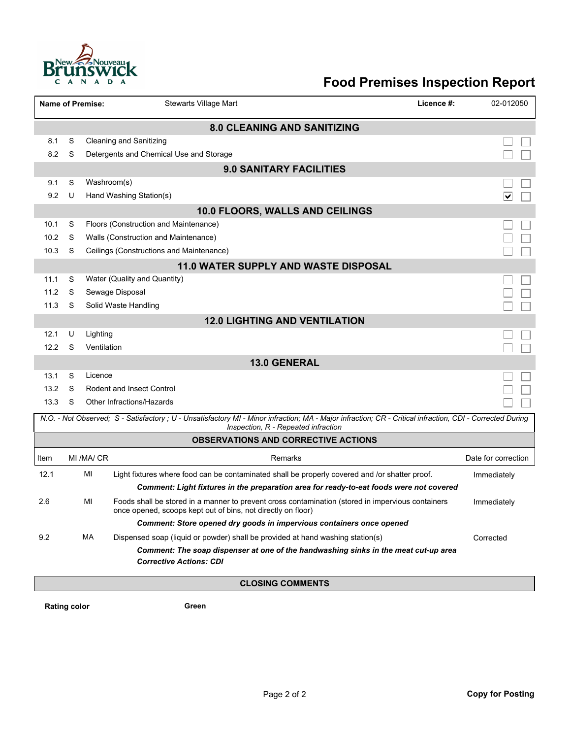# Food Premises Inspection Report

| Name of Premise: | Stewarts Village Mart | Licence #: | 02-012050 |
|---|---|---|---|

## 8.0 CLEANING AND SANITIZING

| | | | | |
|---|---|---|---|---|
| 8.1 | S | Cleaning and Sanitizing | ☐ | ☐ |
| 8.2 | S | Detergents and Chemical Use and Storage | ☐ | ☐ |

## 9.0 SANITARY FACILITIES

| | | | | |
|---|---|---|---|---|
| 9.1 | S | Washroom(s) | ☐ | ☐ |
| 9.2 | U | Hand Washing Station(s) | ☑ | ☐ |

## 10.0 FLOORS, WALLS AND CEILINGS

| | | | | |
|---|---|---|---|---|
| 10.1 | S | Floors (Construction and Maintenance) | ☐ | ☐ |
| 10.2 | S | Walls (Construction and Maintenance) | ☐ | ☐ |
| 10.3 | S | Ceilings (Constructions and Maintenance) | ☐ | ☐ |

## 11.0 WATER SUPPLY AND WASTE DISPOSAL

| | | | | |
|---|---|---|---|---|
| 11.1 | S | Water (Quality and Quantity) | ☐ | ☐ |
| 11.2 | S | Sewage Disposal | ☐ | ☐ |
| 11.3 | S | Solid Waste Handling | ☐ | ☐ |

## 12.0 LIGHTING AND VENTILATION

| | | | | |
|---|---|---|---|---|
| 12.1 | U | Lighting | ☐ | ☐ |
| 12.2 | S | Ventilation | ☐ | ☐ |

## 13.0 GENERAL

| | | | | |
|---|---|---|---|---|
| 13.1 | S | Licence | ☐ | ☐ |
| 13.2 | S | Rodent and Insect Control | ☐ | ☐ |
| 13.3 | S | Other Infractions/Hazards | ☐ | ☐ |

*N.O. - Not Observed; S - Satisfactory ; U - Unsatisfactory MI - Minor infraction; MA - Major infraction; CR - Critical infraction, CDI - Corrected During Inspection, R - Repeated infraction*

## OBSERVATIONS AND CORRECTIVE ACTIONS

| Item | MI /MA/ CR | Remarks | Date for correction |
|---|---|---|---|
| 12.1 | MI | Light fixtures where food can be contaminated shall be properly covered and /or shatter proof.<br>***Comment: Light fixtures in the preparation area for ready-to-eat foods were not covered*** | Immediately |
| 2.6 | MI | Foods shall be stored in a manner to prevent cross contamination (stored in impervious containers once opened, scoops kept out of bins, not directly on floor)<br>***Comment: Store opened dry goods in impervious containers once opened*** | Immediately |
| 9.2 | MA | Dispensed soap (liquid or powder) shall be provided at hand washing station(s)<br>***Comment: The soap dispenser at one of the handwashing sinks in the meat cut-up area***<br>***Corrective Actions: CDI*** | Corrected |

## CLOSING COMMENTS

**Rating color** **Green**

**Copy for Posting**